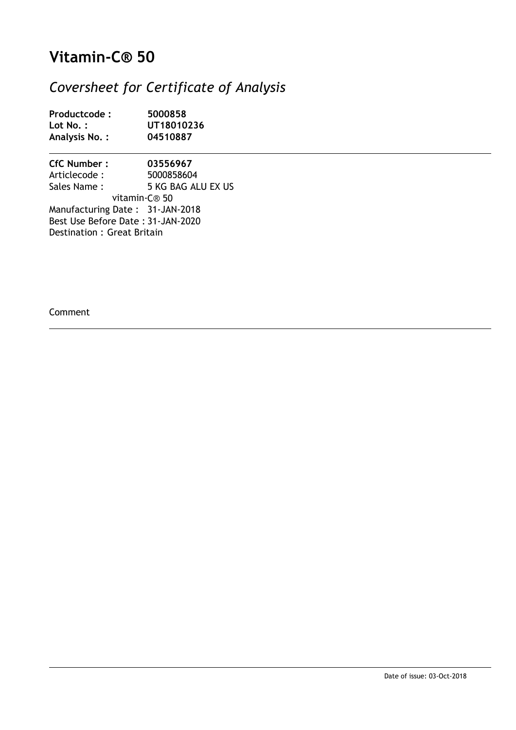# Vitamin-C® 50

## *Coversheet for Certificate of Analysis*

**Productcode :** **5000858**
**Lot No. :** **UT18010236**
**Analysis No. :** **04510887**

---

**CfC Number :** **03556967**
Articlecode : 5000858604
Sales Name : 5 KG BAG ALU EX US
vitamin-C® 50
Manufacturing Date : 31-JAN-2018
Best Use Before Date : 31-JAN-2020
Destination : Great Britain

Comment

---

Date of issue: 03-Oct-2018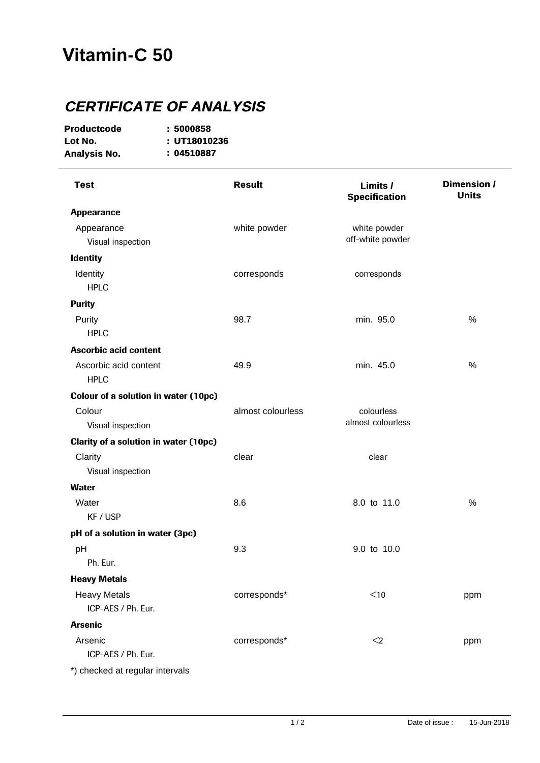# Vitamin-C 50

## *CERTIFICATE OF ANALYSIS*

**Productcode** : **5000858**
**Lot No.** : **UT18010236**
**Analysis No.** : **04510887**

| Test | Result | Limits / Specification | Dimension / Units |
|---|---|---|---|
| **Appearance** | | | |
| Appearance<br>Visual inspection | white powder | white powder<br>off-white powder | |
| **Identity** | | | |
| Identity<br>HPLC | corresponds | corresponds | |
| **Purity** | | | |
| Purity<br>HPLC | 98.7 | min. 95.0 | % |
| **Ascorbic acid content** | | | |
| Ascorbic acid content<br>HPLC | 49.9 | min. 45.0 | % |
| **Colour of a solution in water (10pc)** | | | |
| Colour<br>Visual inspection | almost colourless | colourless<br>almost colourless | |
| **Clarity of a solution in water (10pc)** | | | |
| Clarity<br>Visual inspection | clear | clear | |
| **Water** | | | |
| Water<br>KF / USP | 8.6 | 8.0 to 11.0 | % |
| **pH of a solution in water (3pc)** | | | |
| pH<br>Ph. Eur. | 9.3 | 9.0 to 10.0 | |
| **Heavy Metals** | | | |
| Heavy Metals<br>ICP-AES / Ph. Eur. | corresponds* | <10 | ppm |
| **Arsenic** | | | |
| Arsenic<br>ICP-AES / Ph. Eur. | corresponds* | <2 | ppm |

*) checked at regular intervals

Date of issue : 15-Jun-2018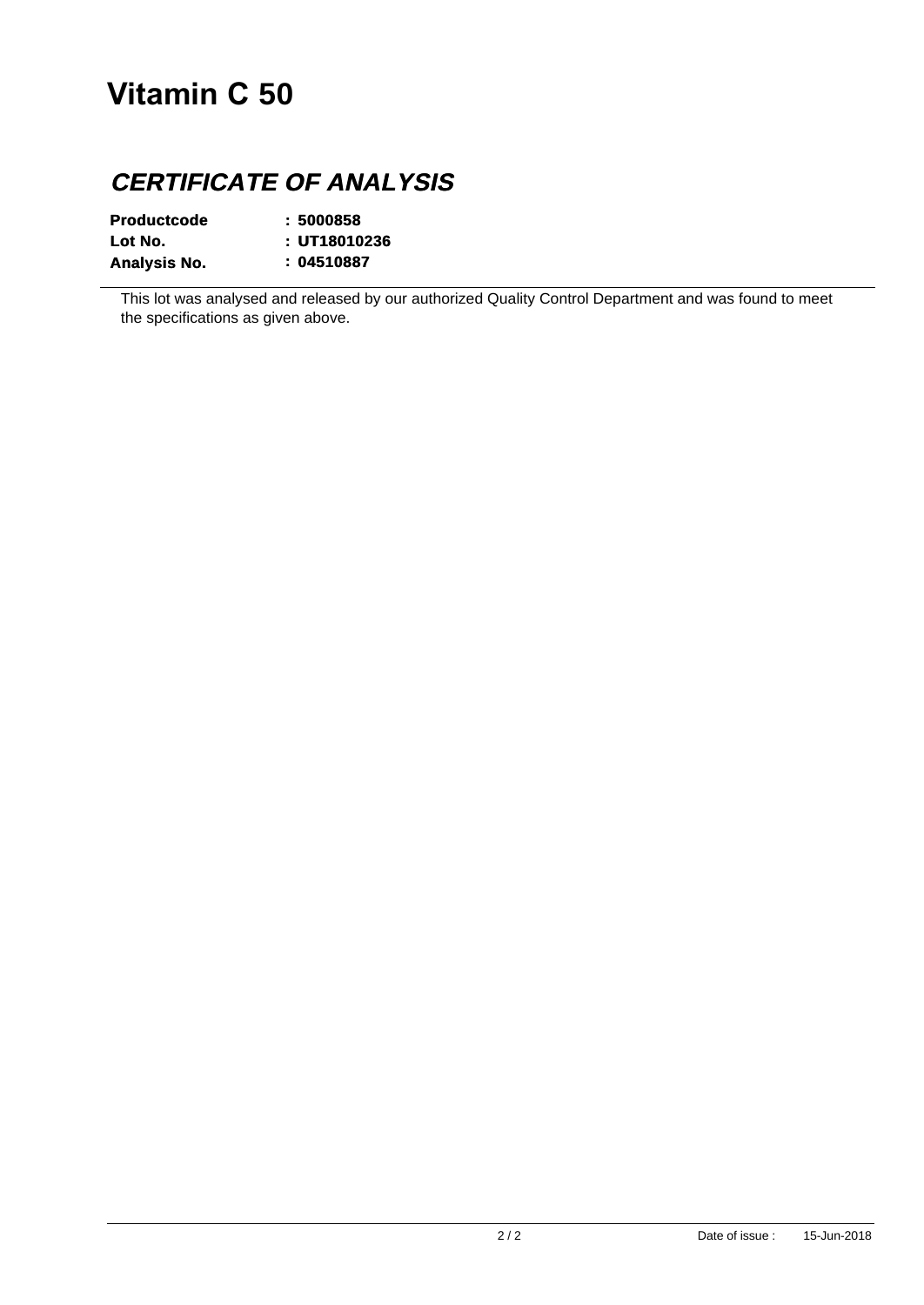# Vitamin C 50

## *CERTIFICATE OF ANALYSIS*

| | |
|---|---|
| **Productcode** | **: 5000858** |
| **Lot No.** | **: UT18010236** |
| **Analysis No.** | **: 04510887** |

This lot was analysed and released by our authorized Quality Control Department and was found to meet the specifications as given above.

Date of issue : 15-Jun-2018